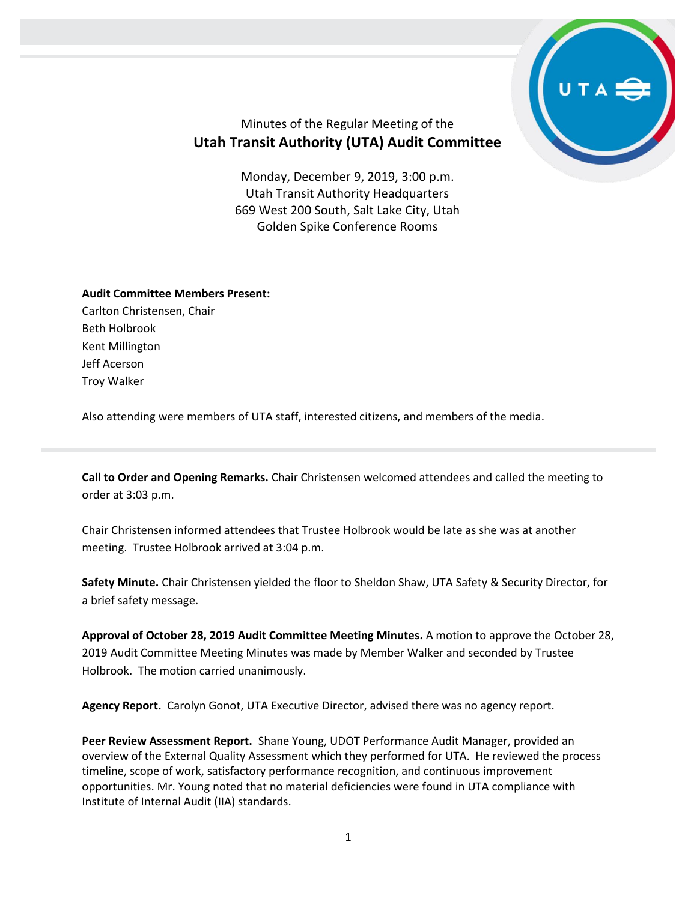Minutes of the Regular Meeting of the

# Utah Transit Authority (UTA) Audit Committee

Monday, December 9, 2019, 3:00 p.m.
Utah Transit Authority Headquarters
669 West 200 South, Salt Lake City, Utah
Golden Spike Conference Rooms

**Audit Committee Members Present:**
Carlton Christensen, Chair
Beth Holbrook
Kent Millington
Jeff Acerson
Troy Walker

Also attending were members of UTA staff, interested citizens, and members of the media.

---

**Call to Order and Opening Remarks.** Chair Christensen welcomed attendees and called the meeting to order at 3:03 p.m.

Chair Christensen informed attendees that Trustee Holbrook would be late as she was at another meeting. Trustee Holbrook arrived at 3:04 p.m.

**Safety Minute.** Chair Christensen yielded the floor to Sheldon Shaw, UTA Safety & Security Director, for a brief safety message.

**Approval of October 28, 2019 Audit Committee Meeting Minutes.** A motion to approve the October 28, 2019 Audit Committee Meeting Minutes was made by Member Walker and seconded by Trustee Holbrook. The motion carried unanimously.

**Agency Report.** Carolyn Gonot, UTA Executive Director, advised there was no agency report.

**Peer Review Assessment Report.** Shane Young, UDOT Performance Audit Manager, provided an overview of the External Quality Assessment which they performed for UTA. He reviewed the process timeline, scope of work, satisfactory performance recognition, and continuous improvement opportunities. Mr. Young noted that no material deficiencies were found in UTA compliance with Institute of Internal Audit (IIA) standards.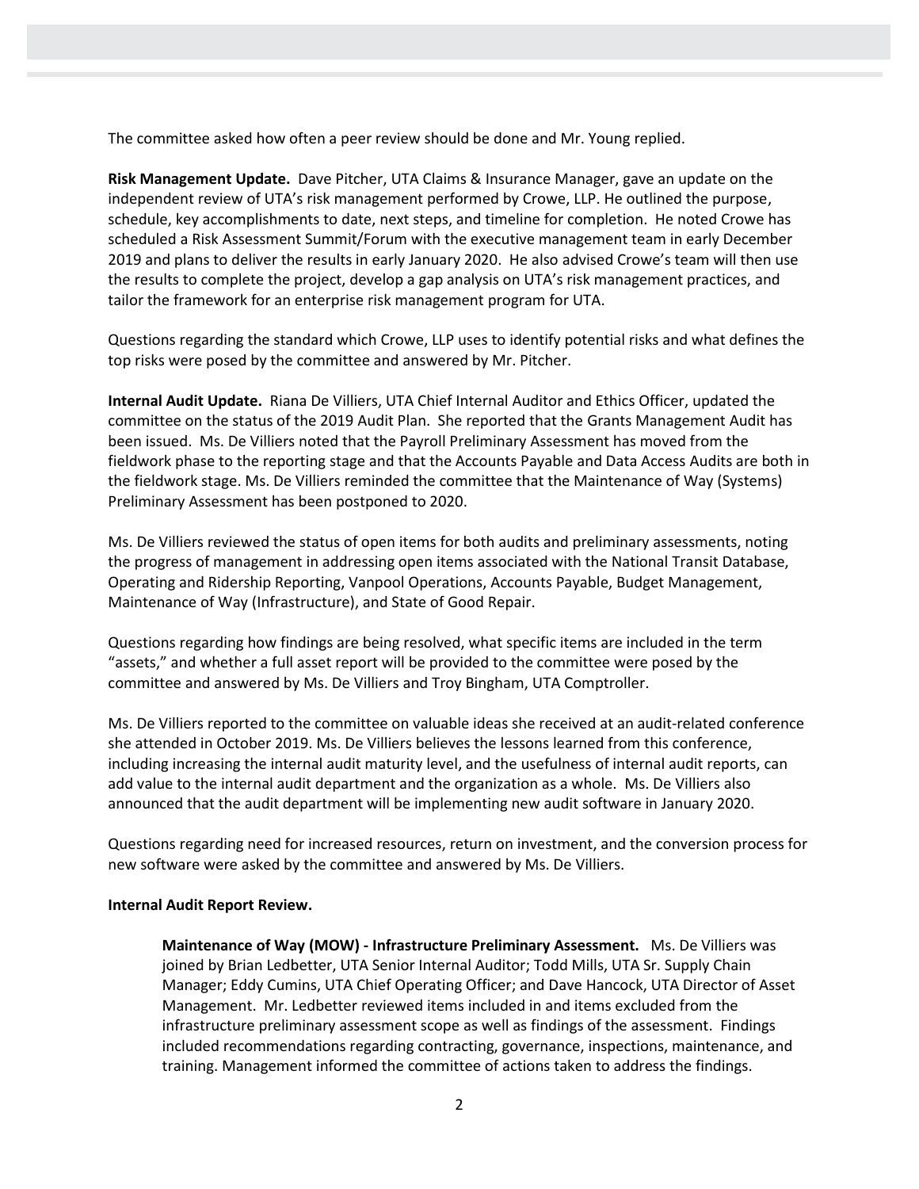The committee asked how often a peer review should be done and Mr. Young replied.

**Risk Management Update.** Dave Pitcher, UTA Claims & Insurance Manager, gave an update on the independent review of UTA's risk management performed by Crowe, LLP. He outlined the purpose, schedule, key accomplishments to date, next steps, and timeline for completion. He noted Crowe has scheduled a Risk Assessment Summit/Forum with the executive management team in early December 2019 and plans to deliver the results in early January 2020. He also advised Crowe's team will then use the results to complete the project, develop a gap analysis on UTA's risk management practices, and tailor the framework for an enterprise risk management program for UTA.

Questions regarding the standard which Crowe, LLP uses to identify potential risks and what defines the top risks were posed by the committee and answered by Mr. Pitcher.

**Internal Audit Update.** Riana De Villiers, UTA Chief Internal Auditor and Ethics Officer, updated the committee on the status of the 2019 Audit Plan. She reported that the Grants Management Audit has been issued. Ms. De Villiers noted that the Payroll Preliminary Assessment has moved from the fieldwork phase to the reporting stage and that the Accounts Payable and Data Access Audits are both in the fieldwork stage. Ms. De Villiers reminded the committee that the Maintenance of Way (Systems) Preliminary Assessment has been postponed to 2020.

Ms. De Villiers reviewed the status of open items for both audits and preliminary assessments, noting the progress of management in addressing open items associated with the National Transit Database, Operating and Ridership Reporting, Vanpool Operations, Accounts Payable, Budget Management, Maintenance of Way (Infrastructure), and State of Good Repair.

Questions regarding how findings are being resolved, what specific items are included in the term "assets," and whether a full asset report will be provided to the committee were posed by the committee and answered by Ms. De Villiers and Troy Bingham, UTA Comptroller.

Ms. De Villiers reported to the committee on valuable ideas she received at an audit-related conference she attended in October 2019. Ms. De Villiers believes the lessons learned from this conference, including increasing the internal audit maturity level, and the usefulness of internal audit reports, can add value to the internal audit department and the organization as a whole. Ms. De Villiers also announced that the audit department will be implementing new audit software in January 2020.

Questions regarding need for increased resources, return on investment, and the conversion process for new software were asked by the committee and answered by Ms. De Villiers.

**Internal Audit Report Review.**

> **Maintenance of Way (MOW) - Infrastructure Preliminary Assessment.** Ms. De Villiers was joined by Brian Ledbetter, UTA Senior Internal Auditor; Todd Mills, UTA Sr. Supply Chain Manager; Eddy Cumins, UTA Chief Operating Officer; and Dave Hancock, UTA Director of Asset Management. Mr. Ledbetter reviewed items included in and items excluded from the infrastructure preliminary assessment scope as well as findings of the assessment. Findings included recommendations regarding contracting, governance, inspections, maintenance, and training. Management informed the committee of actions taken to address the findings.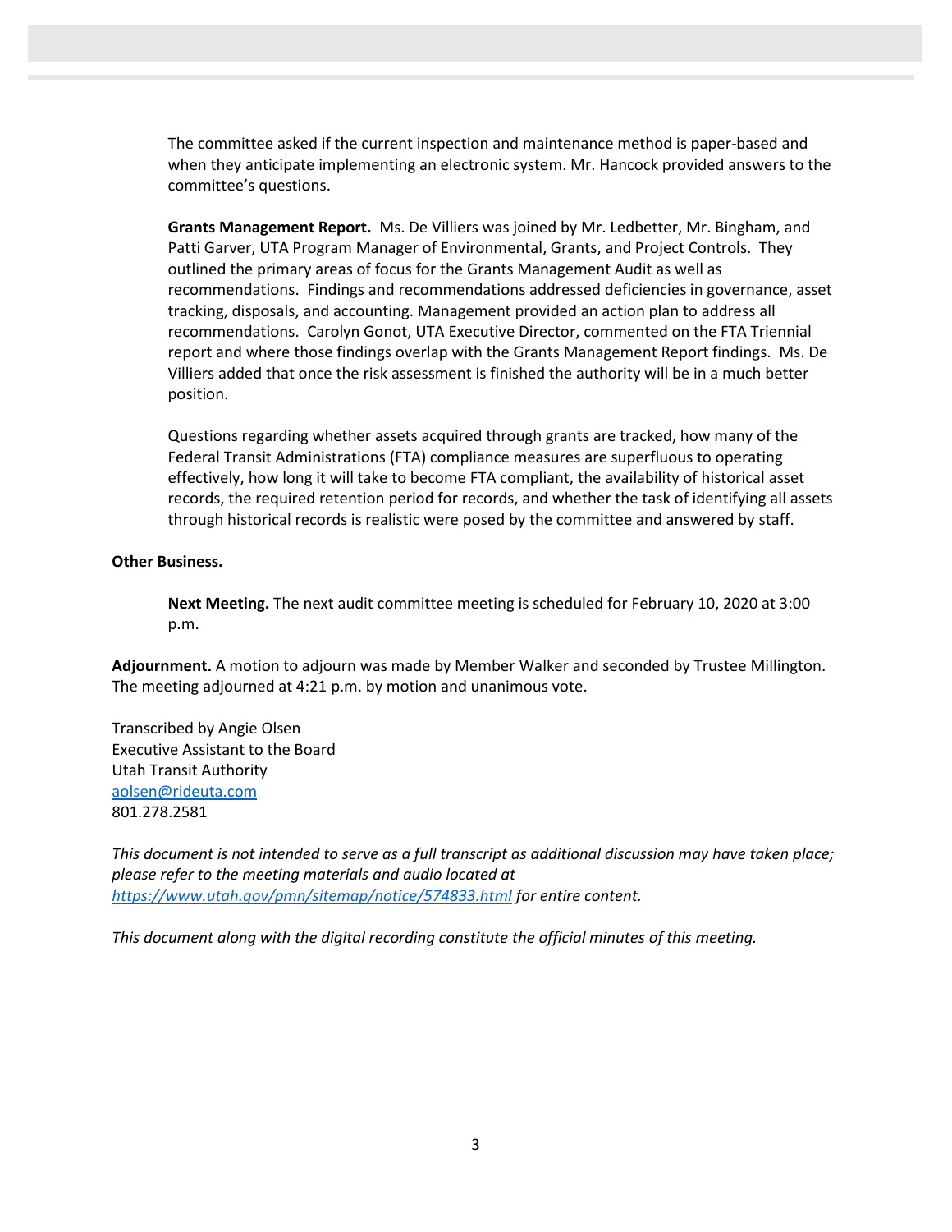The committee asked if the current inspection and maintenance method is paper-based and when they anticipate implementing an electronic system. Mr. Hancock provided answers to the committee's questions.

**Grants Management Report.** Ms. De Villiers was joined by Mr. Ledbetter, Mr. Bingham, and Patti Garver, UTA Program Manager of Environmental, Grants, and Project Controls. They outlined the primary areas of focus for the Grants Management Audit as well as recommendations. Findings and recommendations addressed deficiencies in governance, asset tracking, disposals, and accounting. Management provided an action plan to address all recommendations. Carolyn Gonot, UTA Executive Director, commented on the FTA Triennial report and where those findings overlap with the Grants Management Report findings. Ms. De Villiers added that once the risk assessment is finished the authority will be in a much better position.

Questions regarding whether assets acquired through grants are tracked, how many of the Federal Transit Administrations (FTA) compliance measures are superfluous to operating effectively, how long it will take to become FTA compliant, the availability of historical asset records, the required retention period for records, and whether the task of identifying all assets through historical records is realistic were posed by the committee and answered by staff.

**Other Business.**

**Next Meeting.** The next audit committee meeting is scheduled for February 10, 2020 at 3:00 p.m.

**Adjournment.** A motion to adjourn was made by Member Walker and seconded by Trustee Millington. The meeting adjourned at 4:21 p.m. by motion and unanimous vote.

Transcribed by Angie Olsen
Executive Assistant to the Board
Utah Transit Authority
aolsen@rideuta.com
801.278.2581

*This document is not intended to serve as a full transcript as additional discussion may have taken place; please refer to the meeting materials and audio located at https://www.utah.gov/pmn/sitemap/notice/574833.html for entire content.*

*This document along with the digital recording constitute the official minutes of this meeting.*